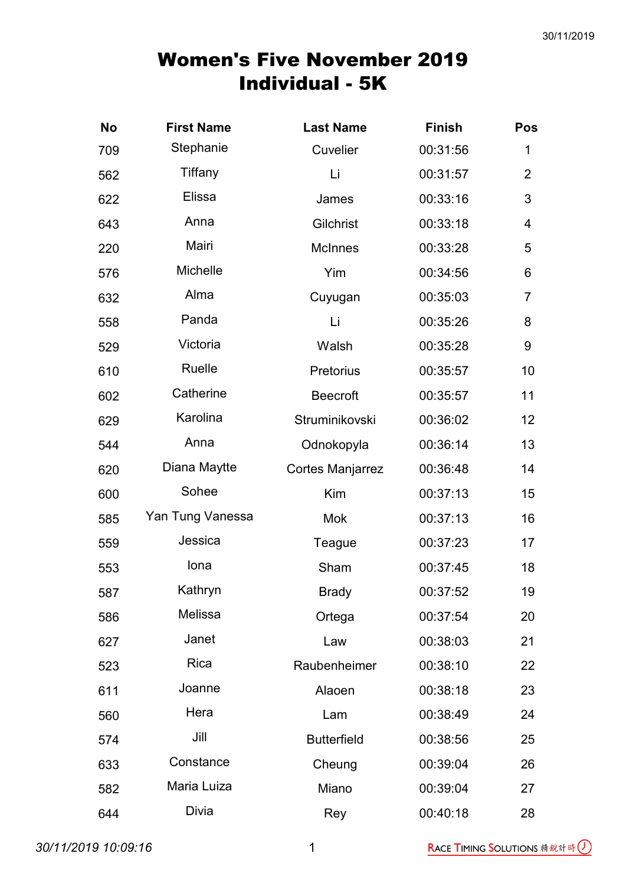# Women's Five November 2019
## Individual - 5K

| No | First Name | Last Name | Finish | Pos |
|---|---|---|---|---|
| 709 | Stephanie | Cuvelier | 00:31:56 | 1 |
| 562 | Tiffany | Li | 00:31:57 | 2 |
| 622 | Elissa | James | 00:33:16 | 3 |
| 643 | Anna | Gilchrist | 00:33:18 | 4 |
| 220 | Mairi | McInnes | 00:33:28 | 5 |
| 576 | Michelle | Yim | 00:34:56 | 6 |
| 632 | Alma | Cuyugan | 00:35:03 | 7 |
| 558 | Panda | Li | 00:35:26 | 8 |
| 529 | Victoria | Walsh | 00:35:28 | 9 |
| 610 | Ruelle | Pretorius | 00:35:57 | 10 |
| 602 | Catherine | Beecroft | 00:35:57 | 11 |
| 629 | Karolina | Struminikovski | 00:36:02 | 12 |
| 544 | Anna | Odnokopyla | 00:36:14 | 13 |
| 620 | Diana Maytte | Cortes Manjarrez | 00:36:48 | 14 |
| 600 | Sohee | Kim | 00:37:13 | 15 |
| 585 | Yan Tung Vanessa | Mok | 00:37:13 | 16 |
| 559 | Jessica | Teague | 00:37:23 | 17 |
| 553 | Iona | Sham | 00:37:45 | 18 |
| 587 | Kathryn | Brady | 00:37:52 | 19 |
| 586 | Melissa | Ortega | 00:37:54 | 20 |
| 627 | Janet | Law | 00:38:03 | 21 |
| 523 | Rica | Raubenheimer | 00:38:10 | 22 |
| 611 | Joanne | Alaoen | 00:38:18 | 23 |
| 560 | Hera | Lam | 00:38:49 | 24 |
| 574 | Jill | Butterfield | 00:38:56 | 25 |
| 633 | Constance | Cheung | 00:39:04 | 26 |
| 582 | Maria Luiza | Miano | 00:39:04 | 27 |
| 644 | Divia | Rey | 00:40:18 | 28 |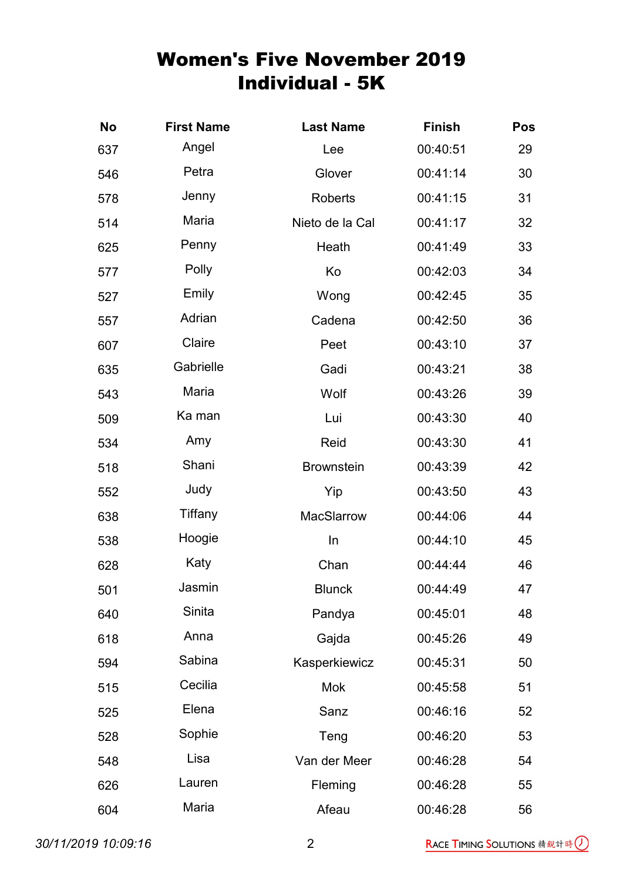# Women's Five November 2019
## Individual - 5K

| No | First Name | Last Name | Finish | Pos |
|---|---|---|---|---|
| 637 | Angel | Lee | 00:40:51 | 29 |
| 546 | Petra | Glover | 00:41:14 | 30 |
| 578 | Jenny | Roberts | 00:41:15 | 31 |
| 514 | Maria | Nieto de la Cal | 00:41:17 | 32 |
| 625 | Penny | Heath | 00:41:49 | 33 |
| 577 | Polly | Ko | 00:42:03 | 34 |
| 527 | Emily | Wong | 00:42:45 | 35 |
| 557 | Adrian | Cadena | 00:42:50 | 36 |
| 607 | Claire | Peet | 00:43:10 | 37 |
| 635 | Gabrielle | Gadi | 00:43:21 | 38 |
| 543 | Maria | Wolf | 00:43:26 | 39 |
| 509 | Ka man | Lui | 00:43:30 | 40 |
| 534 | Amy | Reid | 00:43:30 | 41 |
| 518 | Shani | Brownstein | 00:43:39 | 42 |
| 552 | Judy | Yip | 00:43:50 | 43 |
| 638 | Tiffany | MacSlarrow | 00:44:06 | 44 |
| 538 | Hoogie | In | 00:44:10 | 45 |
| 628 | Katy | Chan | 00:44:44 | 46 |
| 501 | Jasmin | Blunck | 00:44:49 | 47 |
| 640 | Sinita | Pandya | 00:45:01 | 48 |
| 618 | Anna | Gajda | 00:45:26 | 49 |
| 594 | Sabina | Kasperkiewicz | 00:45:31 | 50 |
| 515 | Cecilia | Mok | 00:45:58 | 51 |
| 525 | Elena | Sanz | 00:46:16 | 52 |
| 528 | Sophie | Teng | 00:46:20 | 53 |
| 548 | Lisa | Van der Meer | 00:46:28 | 54 |
| 626 | Lauren | Fleming | 00:46:28 | 55 |
| 604 | Maria | Afeau | 00:46:28 | 56 |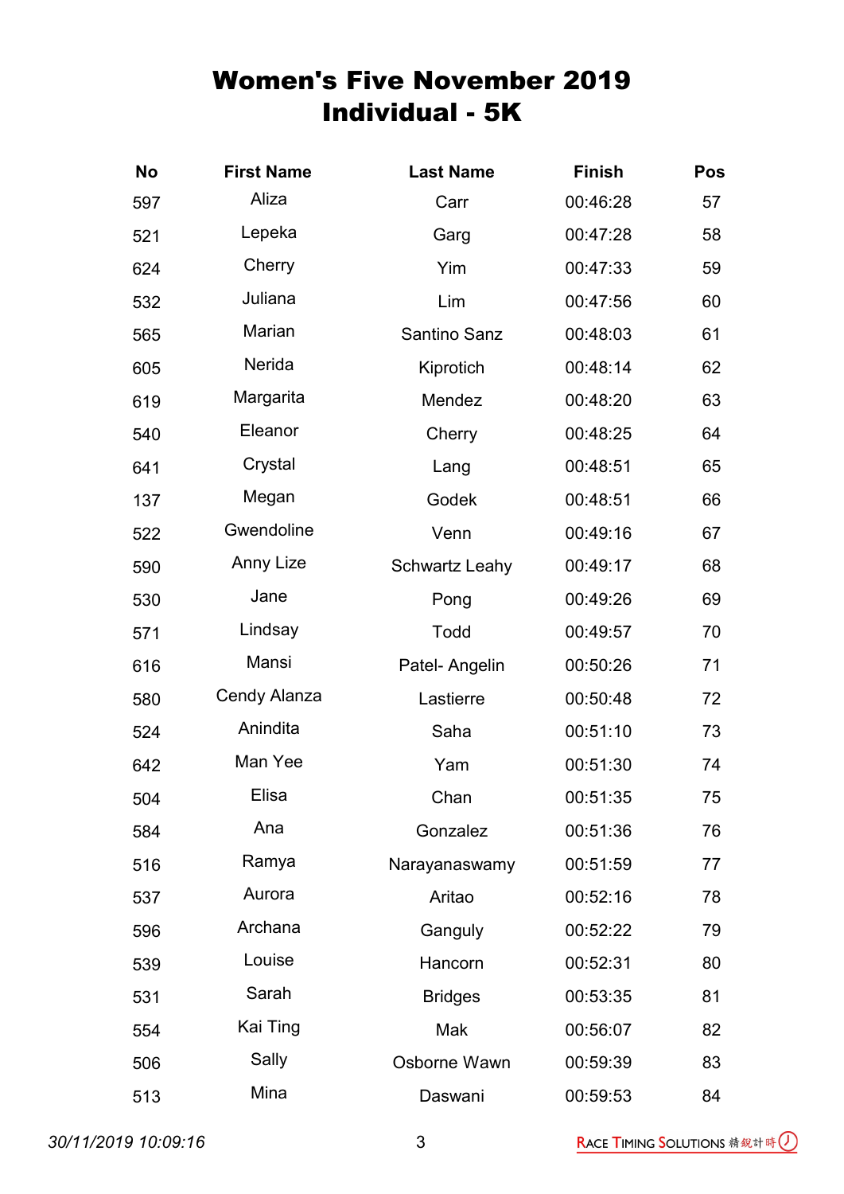# Women's Five November 2019
# Individual - 5K

| No | First Name | Last Name | Finish | Pos |
|---|---|---|---|---|
| 597 | Aliza | Carr | 00:46:28 | 57 |
| 521 | Lepeka | Garg | 00:47:28 | 58 |
| 624 | Cherry | Yim | 00:47:33 | 59 |
| 532 | Juliana | Lim | 00:47:56 | 60 |
| 565 | Marian | Santino Sanz | 00:48:03 | 61 |
| 605 | Nerida | Kiprotich | 00:48:14 | 62 |
| 619 | Margarita | Mendez | 00:48:20 | 63 |
| 540 | Eleanor | Cherry | 00:48:25 | 64 |
| 641 | Crystal | Lang | 00:48:51 | 65 |
| 137 | Megan | Godek | 00:48:51 | 66 |
| 522 | Gwendoline | Venn | 00:49:16 | 67 |
| 590 | Anny Lize | Schwartz Leahy | 00:49:17 | 68 |
| 530 | Jane | Pong | 00:49:26 | 69 |
| 571 | Lindsay | Todd | 00:49:57 | 70 |
| 616 | Mansi | Patel- Angelin | 00:50:26 | 71 |
| 580 | Cendy Alanza | Lastierre | 00:50:48 | 72 |
| 524 | Anindita | Saha | 00:51:10 | 73 |
| 642 | Man Yee | Yam | 00:51:30 | 74 |
| 504 | Elisa | Chan | 00:51:35 | 75 |
| 584 | Ana | Gonzalez | 00:51:36 | 76 |
| 516 | Ramya | Narayanaswamy | 00:51:59 | 77 |
| 537 | Aurora | Aritao | 00:52:16 | 78 |
| 596 | Archana | Ganguly | 00:52:22 | 79 |
| 539 | Louise | Hancorn | 00:52:31 | 80 |
| 531 | Sarah | Bridges | 00:53:35 | 81 |
| 554 | Kai Ting | Mak | 00:56:07 | 82 |
| 506 | Sally | Osborne Wawn | 00:59:39 | 83 |
| 513 | Mina | Daswani | 00:59:53 | 84 |

*30/11/2019 10:09:16*

RACE TIMING SOLUTIONS 精銳計時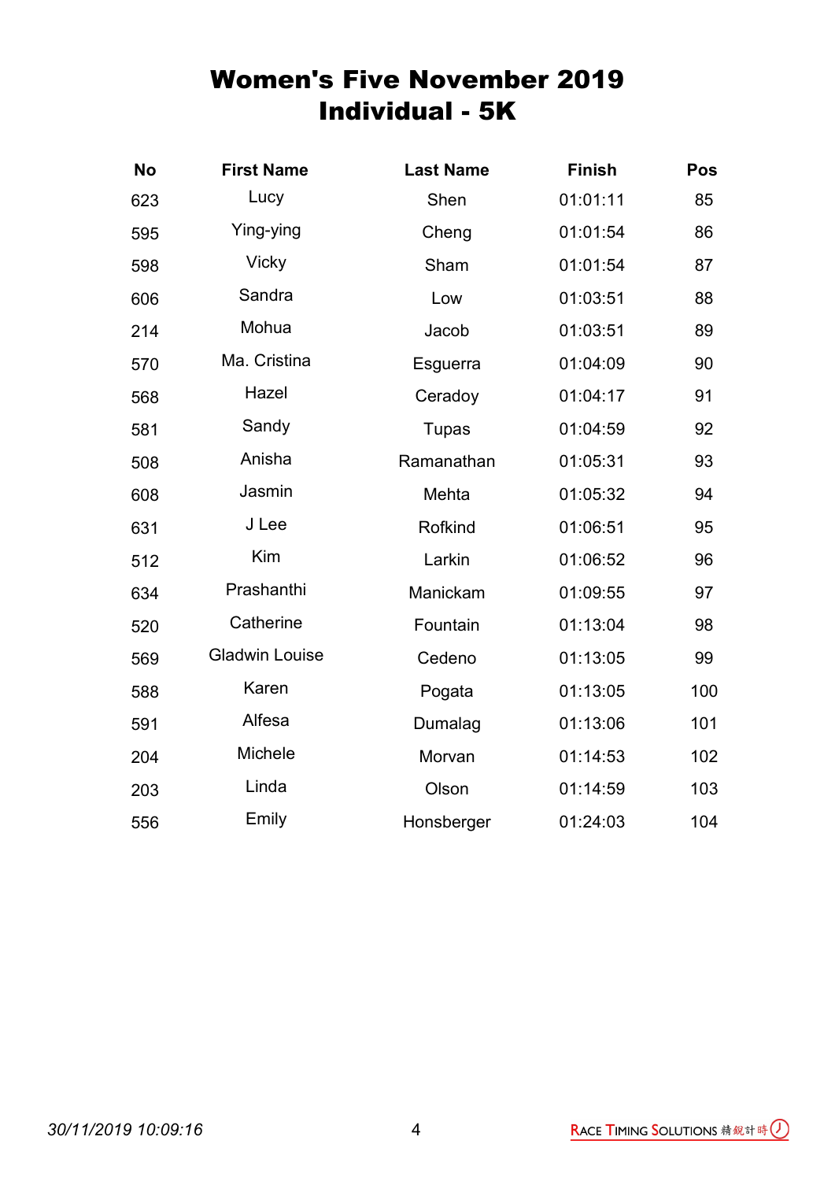# Women's Five November 2019
## Individual - 5K

| No | First Name | Last Name | Finish | Pos |
|---|---|---|---|---|
| 623 | Lucy | Shen | 01:01:11 | 85 |
| 595 | Ying-ying | Cheng | 01:01:54 | 86 |
| 598 | Vicky | Sham | 01:01:54 | 87 |
| 606 | Sandra | Low | 01:03:51 | 88 |
| 214 | Mohua | Jacob | 01:03:51 | 89 |
| 570 | Ma. Cristina | Esguerra | 01:04:09 | 90 |
| 568 | Hazel | Ceradoy | 01:04:17 | 91 |
| 581 | Sandy | Tupas | 01:04:59 | 92 |
| 508 | Anisha | Ramanathan | 01:05:31 | 93 |
| 608 | Jasmin | Mehta | 01:05:32 | 94 |
| 631 | J Lee | Rofkind | 01:06:51 | 95 |
| 512 | Kim | Larkin | 01:06:52 | 96 |
| 634 | Prashanthi | Manickam | 01:09:55 | 97 |
| 520 | Catherine | Fountain | 01:13:04 | 98 |
| 569 | Gladwin Louise | Cedeno | 01:13:05 | 99 |
| 588 | Karen | Pogata | 01:13:05 | 100 |
| 591 | Alfesa | Dumalag | 01:13:06 | 101 |
| 204 | Michele | Morvan | 01:14:53 | 102 |
| 203 | Linda | Olson | 01:14:59 | 103 |
| 556 | Emily | Honsberger | 01:24:03 | 104 |

*30/11/2019 10:09:16*

RACE TIMING SOLUTIONS 精銳計時